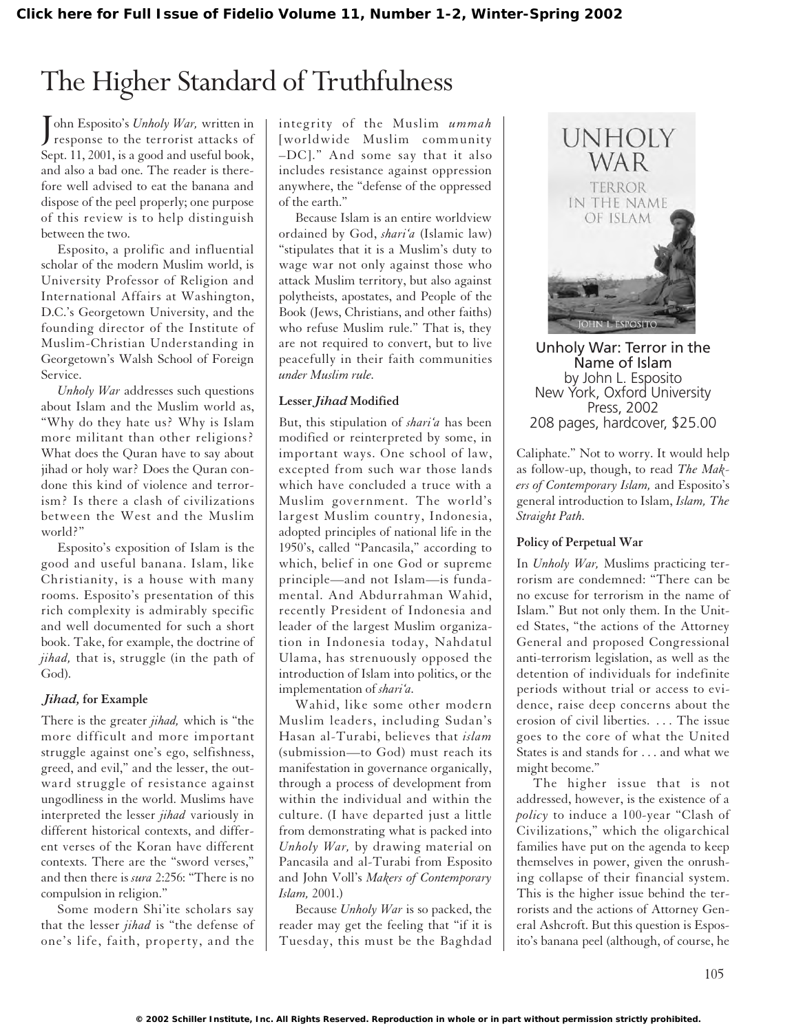# The Higher Standard of Truthfulness

John Esposito's *Unholy War,* written in response to the terrorist attacks of Sept. 11, 2001, is a good and useful book, and also a bad one. The reader is therefore well advised to eat the banana and dispose of the peel properly; one purpose of this review is to help distinguish between the two.

Esposito, a prolific and influential scholar of the modern Muslim world, is University Professor of Religion and International Affairs at Washington, D.C.'s Georgetown University, and the founding director of the Institute of Muslim-Christian Understanding in Georgetown's Walsh School of Foreign Service.

*Unholy War* addresses such questions about Islam and the Muslim world as, "Why do they hate us? Why is Islam more militant than other religions? What does the Quran have to say about jihad or holy war? Does the Quran condone this kind of violence and terrorism? Is there a clash of civilizations between the West and the Muslim world?"

Esposito's exposition of Islam is the good and useful banana. Islam, like Christianity, is a house with many rooms. Esposito's presentation of this rich complexity is admirably specific and well documented for such a short book. Take, for example, the doctrine of *jihad,* that is, struggle (in the path of God).

### *Jihad,* for Example

There is the greater *jihad,* which is "the more difficult and more important struggle against one's ego, selfishness, greed, and evil," and the lesser, the outward struggle of resistance against ungodliness in the world. Muslims have interpreted the lesser *jihad* variously in different historical contexts, and different verses of the Koran have different contexts. There are the "sword verses," and then there is *sura* 2:256: "There is no compulsion in religion."

Some modern Shi'ite scholars say that the lesser *jihad* is "the defense of one's life, faith, property, and the integrity of the Muslim *ummah* [worldwide Muslim community –DC]." And some say that it also includes resistance against oppression anywhere, the "defense of the oppressed of the earth."

Because Islam is an entire worldview ordained by God, *shari'a* (Islamic law) "stipulates that it is a Muslim's duty to wage war not only against those who attack Muslim territory, but also against polytheists, apostates, and People of the Book (Jews, Christians, and other faiths) who refuse Muslim rule." That is, they are not required to convert, but to live peacefully in their faith communities *under Muslim rule.*

### Lesser *Jihad* Modified

But, this stipulation of *shari'a* has been modified or reinterpreted by some, in important ways. One school of law, excepted from such war those lands which have concluded a truce with a Muslim government. The world's largest Muslim country, Indonesia, adopted principles of national life in the 1950's, called "Pancasila," according to which, belief in one God or supreme principle—and not Islam—is fundamental. And Abdurrahman Wahid, recently President of Indonesia and leader of the largest Muslim organization in Indonesia today, Nahdatul Ulama, has strenuously opposed the introduction of Islam into politics, or the implementation of *shari'a.*

Wahid, like some other modern Muslim leaders, including Sudan's Hasan al-Turabi, believes that *islam* (submission—to God) must reach its manifestation in governance organically, through a process of development from within the individual and within the culture. (I have departed just a little from demonstrating what is packed into *Unholy War,* by drawing material on Pancasila and al-Turabi from Esposito and John Voll's *Makers of Contemporary Islam,* 2001.)

Because *Unholy War* is so packed, the reader may get the feeling that "if it is Tuesday, this must be the Baghdad Caliphate." Not to worry. It would help as follow-up, though, to read *The Makers of Contemporary Islam,* and Esposito's general introduction to Islam, *Islam, The Straight Path.*

Unholy War: Terror in the Name of Islam
by John L. Esposito
New York, Oxford University Press, 2002
208 pages, hardcover, $25.00

### Policy of Perpetual War

In *Unholy War,* Muslims practicing terrorism are condemned: "There can be no excuse for terrorism in the name of Islam." But not only them. In the United States, "the actions of the Attorney General and proposed Congressional anti-terrorism legislation, as well as the detention of individuals for indefinite periods without trial or access to evidence, raise deep concerns about the erosion of civil liberties. . . . The issue goes to the core of what the United States is and stands for . . . and what we might become."

The higher issue that is not addressed, however, is the existence of a *policy* to induce a 100-year "Clash of Civilizations," which the oligarchical families have put on the agenda to keep themselves in power, given the onrushing collapse of their financial system. This is the higher issue behind the terrorists and the actions of Attorney General Ashcroft. But this question is Esposito's banana peel (although, of course, he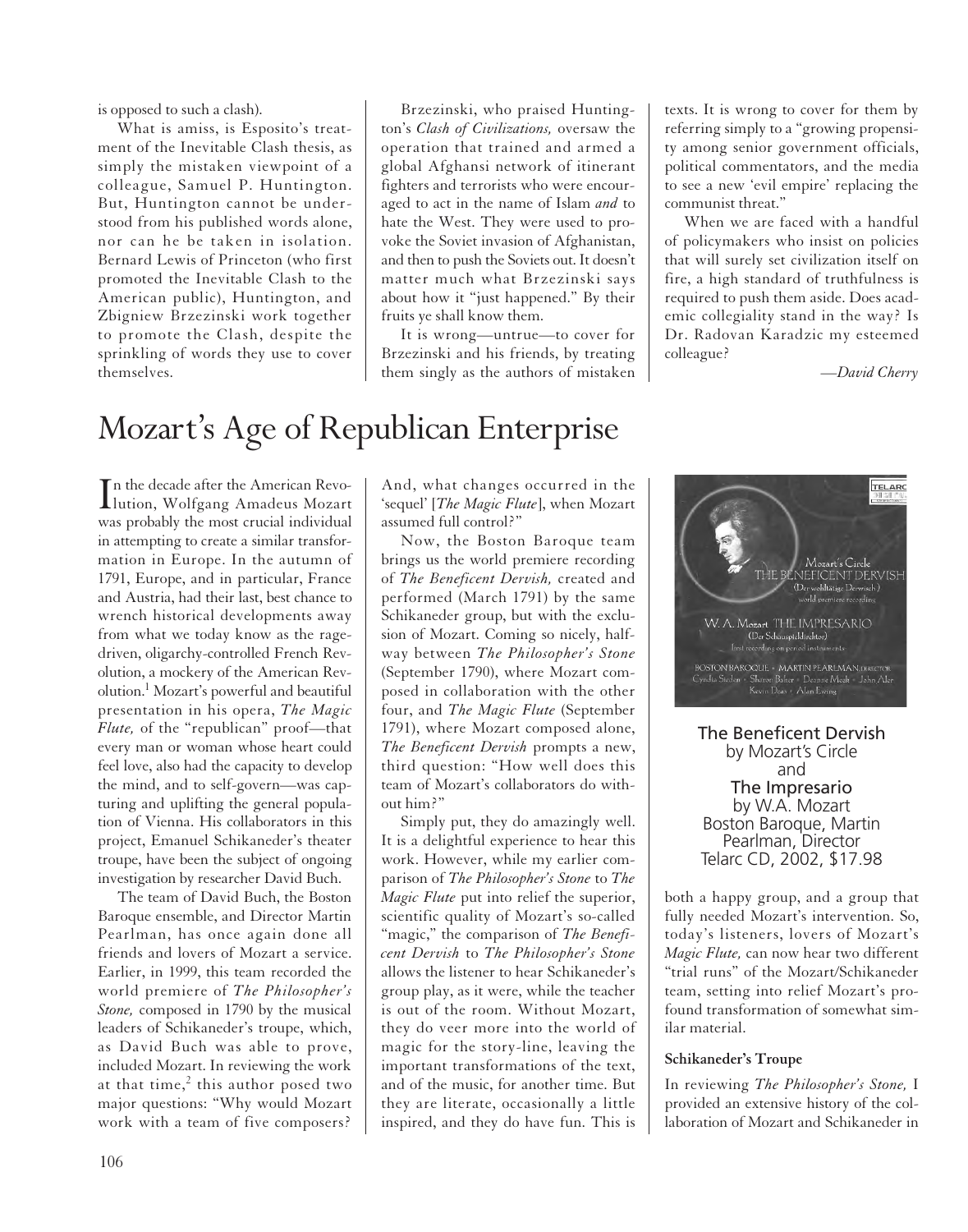is opposed to such a clash).

What is amiss, is Esposito's treatment of the Inevitable Clash thesis, as simply the mistaken viewpoint of a colleague, Samuel P. Huntington. But, Huntington cannot be understood from his published words alone, nor can he be taken in isolation. Bernard Lewis of Princeton (who first promoted the Inevitable Clash to the American public), Huntington, and Zbigniew Brzezinski work together to promote the Clash, despite the sprinkling of words they use to cover themselves.

Brzezinski, who praised Huntington's *Clash of Civilizations,* oversaw the operation that trained and armed a global Afghansi network of itinerant fighters and terrorists who were encouraged to act in the name of Islam *and* to hate the West. They were used to provoke the Soviet invasion of Afghanistan, and then to push the Soviets out. It doesn't matter much what Brzezinski says about how it "just happened." By their fruits ye shall know them.

It is wrong—untrue—to cover for Brzezinski and his friends, by treating them singly as the authors of mistaken texts. It is wrong to cover for them by referring simply to a "growing propensity among senior government officials, political commentators, and the media to see a new 'evil empire' replacing the communist threat."

When we are faced with a handful of policymakers who insist on policies that will surely set civilization itself on fire, a high standard of truthfulness is required to push them aside. Does academic collegiality stand in the way? Is Dr. Radovan Karadzic my esteemed colleague?

*—David Cherry*

# Mozart's Age of Republican Enterprise

In the decade after the American Revolution, Wolfgang Amadeus Mozart was probably the most crucial individual in attempting to create a similar transformation in Europe. In the autumn of 1791, Europe, and in particular, France and Austria, had their last, best chance to wrench historical developments away from what we today know as the rage-driven, oligarchy-controlled French Revolution, a mockery of the American Revolution.[1] Mozart's powerful and beautiful presentation in his opera, *The Magic Flute,* of the "republican" proof—that every man or woman whose heart could feel love, also had the capacity to develop the mind, and to self-govern—was capturing and uplifting the general population of Vienna. His collaborators in this project, Emanuel Schikaneder's theater troupe, have been the subject of ongoing investigation by researcher David Buch.

The team of David Buch, the Boston Baroque ensemble, and Director Martin Pearlman, has once again done all friends and lovers of Mozart a service. Earlier, in 1999, this team recorded the world premiere of *The Philosopher's Stone,* composed in 1790 by the musical leaders of Schikaneder's troupe, which, as David Buch was able to prove, included Mozart. In reviewing the work at that time,[2] this author posed two major questions: "Why would Mozart work with a team of five composers? And, what changes occurred in the 'sequel' [*The Magic Flute*], when Mozart assumed full control?"

Now, the Boston Baroque team brings us the world premiere recording of *The Beneficent Dervish,* created and performed (March 1791) by the same Schikaneder group, but with the exclusion of Mozart. Coming so nicely, halfway between *The Philosopher's Stone* (September 1790), where Mozart composed in collaboration with the other four, and *The Magic Flute* (September 1791), where Mozart composed alone, *The Beneficent Dervish* prompts a new, third question: "How well does this team of Mozart's collaborators do without him?"

Simply put, they do amazingly well. It is a delightful experience to hear this work. However, while my earlier comparison of *The Philosopher's Stone* to *The Magic Flute* put into relief the superior, scientific quality of Mozart's so-called "magic," the comparison of *The Beneficent Dervish* to *The Philosopher's Stone* allows the listener to hear Schikaneder's group play, as it were, while the teacher is out of the room. Without Mozart, they do veer more into the world of magic for the story-line, leaving the important transformations of the text, and of the music, for another time. But they are literate, occasionally a little inspired, and they do have fun. This is both a happy group, and a group that fully needed Mozart's intervention. So, today's listeners, lovers of Mozart's *Magic Flute,* can now hear two different "trial runs" of the Mozart/Schikaneder team, setting into relief Mozart's profound transformation of somewhat similar material.

The Beneficent Dervish
by Mozart's Circle
and
The Impresario
by W.A. Mozart
Boston Baroque, Martin Pearlman, Director
Telarc CD, 2002, $17.98

### Schikaneder's Troupe

In reviewing *The Philosopher's Stone,* I provided an extensive history of the collaboration of Mozart and Schikaneder in